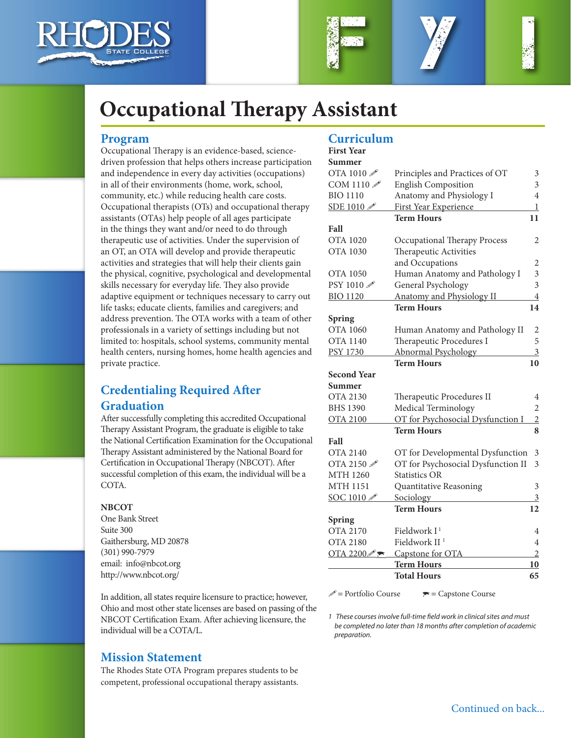# Occupational Therapy Assistant

## Program

Occupational Therapy is an evidence-based, science-driven profession that helps others increase participation and independence in every day activities (occupations) in all of their environments (home, work, school, community, etc.) while reducing health care costs. Occupational therapists (OTs) and occupational therapy assistants (OTAs) help people of all ages participate in the things they want and/or need to do through therapeutic use of activities. Under the supervision of an OT, an OTA will develop and provide therapeutic activities and strategies that will help their clients gain the physical, cognitive, psychological and developmental skills necessary for everyday life. They also provide adaptive equipment or techniques necessary to carry out life tasks; educate clients, families and caregivers; and address prevention. The OTA works with a team of other professionals in a variety of settings including but not limited to: hospitals, school systems, community mental health centers, nursing homes, home health agencies and private practice.

## Credentialing Required After Graduation

After successfully completing this accredited Occupational Therapy Assistant Program, the graduate is eligible to take the National Certification Examination for the Occupational Therapy Assistant administered by the National Board for Certification in Occupational Therapy (NBCOT). After successful completion of this exam, the individual will be a COTA.

**NBCOT**
One Bank Street
Suite 300
Gaithersburg, MD 20878
(301) 990-7979
email: info@nbcot.org
http://www.nbcot.org/

In addition, all states require licensure to practice; however, Ohio and most other state licenses are based on passing of the NBCOT Certification Exam. After achieving licensure, the individual will be a COTA/L.

## Mission Statement

The Rhodes State OTA Program prepares students to be competent, professional occupational therapy assistants.

## Curriculum

**First Year**

| Course | Title | Hours |
|---|---|---|
| **Summer** | | |
| OTA 1010 ✎ | Principles and Practices of OT | 3 |
| COM 1110 ✎ | English Composition | 3 |
| BIO 1110 | Anatomy and Physiology I | 4 |
| SDE 1010 ✎ | First Year Experience | 1 |
| | **Term Hours** | **11** |
| **Fall** | | |
| OTA 1020 | Occupational Therapy Process | 2 |
| OTA 1030 | Therapeutic Activities and Occupations | 2 |
| OTA 1050 | Human Anatomy and Pathology I | 3 |
| PSY 1010 ✎ | General Psychology | 3 |
| BIO 1120 | Anatomy and Physiology II | 4 |
| | **Term Hours** | **14** |
| **Spring** | | |
| OTA 1060 | Human Anatomy and Pathology II | 2 |
| OTA 1140 | Therapeutic Procedures I | 5 |
| PSY 1730 | Abnormal Psychology | 3 |
| | **Term Hours** | **10** |

**Second Year**

| Course | Title | Hours |
|---|---|---|
| **Summer** | | |
| OTA 2130 | Therapeutic Procedures II | 4 |
| BHS 1390 | Medical Terminology | 2 |
| OTA 2100 | OT for Psychosocial Dysfunction I | 2 |
| | **Term Hours** | **8** |
| **Fall** | | |
| OTA 2140 | OT for Developmental Dysfunction | 3 |
| OTA 2150 ✎ | OT for Psychosocial Dysfunction II | 3 |
| MTH 1260 | Statistics OR | |
| MTH 1151 | Quantitative Reasoning | 3 |
| SOC 1010 ✎ | Sociology | 3 |
| | **Term Hours** | **12** |
| **Spring** | | |
| OTA 2170 | Fieldwork I [1] | 4 |
| OTA 2180 | Fieldwork II [1] | 4 |
| OTA 2200 ✎ 🎓 | Capstone for OTA | 2 |
| | **Term Hours** | **10** |
| | **Total Hours** | **65** |

✎ = Portfolio Course 🎓 = Capstone Course

*1 These courses involve full-time field work in clinical sites and must be completed no later than 18 months after completion of academic preparation.*

Continued on back...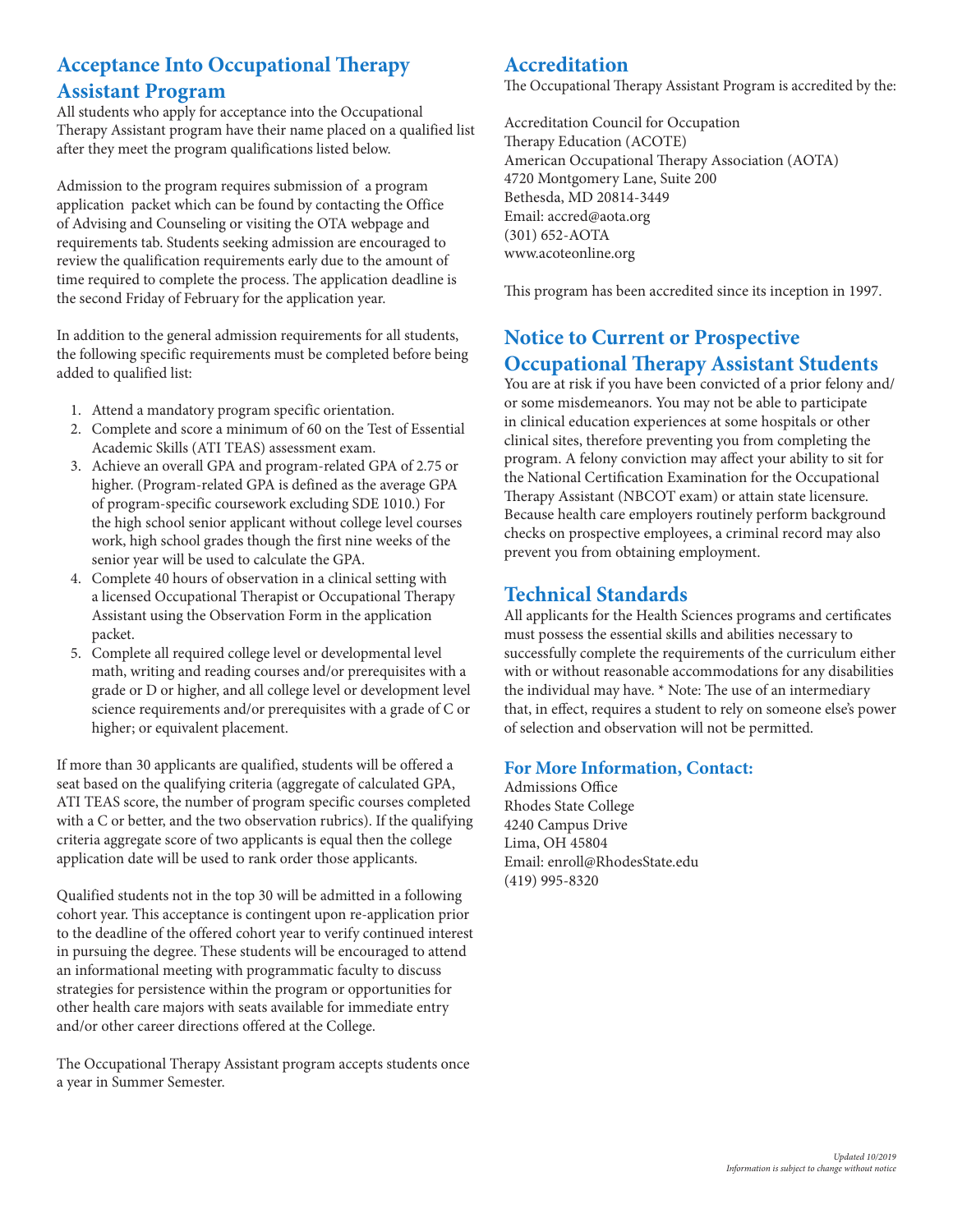## Acceptance Into Occupational Therapy Assistant Program

All students who apply for acceptance into the Occupational Therapy Assistant program have their name placed on a qualified list after they meet the program qualifications listed below.

Admission to the program requires submission of a program application packet which can be found by contacting the Office of Advising and Counseling or visiting the OTA webpage and requirements tab. Students seeking admission are encouraged to review the qualification requirements early due to the amount of time required to complete the process. The application deadline is the second Friday of February for the application year.

In addition to the general admission requirements for all students, the following specific requirements must be completed before being added to qualified list:

1. Attend a mandatory program specific orientation.
2. Complete and score a minimum of 60 on the Test of Essential Academic Skills (ATI TEAS) assessment exam.
3. Achieve an overall GPA and program-related GPA of 2.75 or higher. (Program-related GPA is defined as the average GPA of program-specific coursework excluding SDE 1010.) For the high school senior applicant without college level courses work, high school grades though the first nine weeks of the senior year will be used to calculate the GPA.
4. Complete 40 hours of observation in a clinical setting with a licensed Occupational Therapist or Occupational Therapy Assistant using the Observation Form in the application packet.
5. Complete all required college level or developmental level math, writing and reading courses and/or prerequisites with a grade or D or higher, and all college level or development level science requirements and/or prerequisites with a grade of C or higher; or equivalent placement.

If more than 30 applicants are qualified, students will be offered a seat based on the qualifying criteria (aggregate of calculated GPA, ATI TEAS score, the number of program specific courses completed with a C or better, and the two observation rubrics). If the qualifying criteria aggregate score of two applicants is equal then the college application date will be used to rank order those applicants.

Qualified students not in the top 30 will be admitted in a following cohort year. This acceptance is contingent upon re-application prior to the deadline of the offered cohort year to verify continued interest in pursuing the degree. These students will be encouraged to attend an informational meeting with programmatic faculty to discuss strategies for persistence within the program or opportunities for other health care majors with seats available for immediate entry and/or other career directions offered at the College.

The Occupational Therapy Assistant program accepts students once a year in Summer Semester.

## Accreditation

The Occupational Therapy Assistant Program is accredited by the:

Accreditation Council for Occupation Therapy Education (ACOTE)
American Occupational Therapy Association (AOTA)
4720 Montgomery Lane, Suite 200
Bethesda, MD 20814-3449
Email: accred@aota.org
(301) 652-AOTA
www.acoteonline.org

This program has been accredited since its inception in 1997.

## Notice to Current or Prospective Occupational Therapy Assistant Students

You are at risk if you have been convicted of a prior felony and/or some misdemeanors. You may not be able to participate in clinical education experiences at some hospitals or other clinical sites, therefore preventing you from completing the program. A felony conviction may affect your ability to sit for the National Certification Examination for the Occupational Therapy Assistant (NBCOT exam) or attain state licensure. Because health care employers routinely perform background checks on prospective employees, a criminal record may also prevent you from obtaining employment.

## Technical Standards

All applicants for the Health Sciences programs and certificates must possess the essential skills and abilities necessary to successfully complete the requirements of the curriculum either with or without reasonable accommodations for any disabilities the individual may have. * Note: The use of an intermediary that, in effect, requires a student to rely on someone else's power of selection and observation will not be permitted.

### For More Information, Contact:

Admissions Office
Rhodes State College
4240 Campus Drive
Lima, OH 45804
Email: enroll@RhodesState.edu
(419) 995-8320

*Updated 10/2019*
*Information is subject to change without notice*